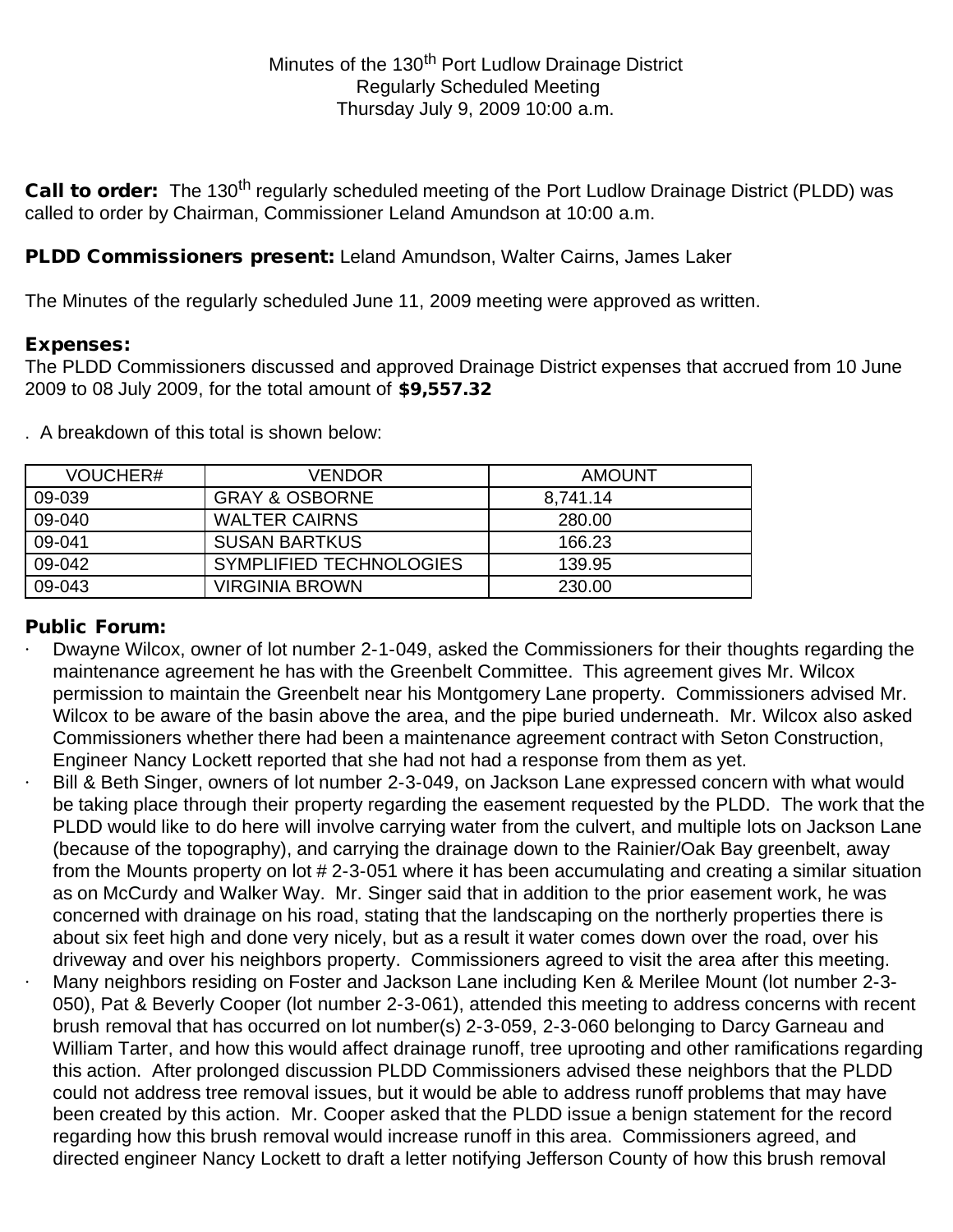Minutes of the 130th Port Ludlow Drainage District
Regularly Scheduled Meeting
Thursday July 9, 2009 10:00 a.m.

**Call to order:** The 130th regularly scheduled meeting of the Port Ludlow Drainage District (PLDD) was called to order by Chairman, Commissioner Leland Amundson at 10:00 a.m.

**PLDD Commissioners present:** Leland Amundson, Walter Cairns, James Laker

The Minutes of the regularly scheduled June 11, 2009 meeting were approved as written.

**Expenses:**
The PLDD Commissioners discussed and approved Drainage District expenses that accrued from 10 June 2009 to 08 July 2009, for the total amount of **$9,557.32**

. A breakdown of this total is shown below:

| VOUCHER# | VENDOR | AMOUNT |
|---|---|---|
| 09-039 | GRAY & OSBORNE | 8,741.14 |
| 09-040 | WALTER CAIRNS | 280.00 |
| 09-041 | SUSAN BARTKUS | 166.23 |
| 09-042 | SYMPLIFIED TECHNOLOGIES | 139.95 |
| 09-043 | VIRGINIA BROWN | 230.00 |

**Public Forum:**

- Dwayne Wilcox, owner of lot number 2-1-049, asked the Commissioners for their thoughts regarding the maintenance agreement he has with the Greenbelt Committee. This agreement gives Mr. Wilcox permission to maintain the Greenbelt near his Montgomery Lane property. Commissioners advised Mr. Wilcox to be aware of the basin above the area, and the pipe buried underneath. Mr. Wilcox also asked Commissioners whether there had been a maintenance agreement contract with Seton Construction, Engineer Nancy Lockett reported that she had not had a response from them as yet.
- Bill & Beth Singer, owners of lot number 2-3-049, on Jackson Lane expressed concern with what would be taking place through their property regarding the easement requested by the PLDD. The work that the PLDD would like to do here will involve carrying water from the culvert, and multiple lots on Jackson Lane (because of the topography), and carrying the drainage down to the Rainier/Oak Bay greenbelt, away from the Mounts property on lot # 2-3-051 where it has been accumulating and creating a similar situation as on McCurdy and Walker Way. Mr. Singer said that in addition to the prior easement work, he was concerned with drainage on his road, stating that the landscaping on the northerly properties there is about six feet high and done very nicely, but as a result it water comes down over the road, over his driveway and over his neighbors property. Commissioners agreed to visit the area after this meeting.
- Many neighbors residing on Foster and Jackson Lane including Ken & Merilee Mount (lot number 2-3-050), Pat & Beverly Cooper (lot number 2-3-061), attended this meeting to address concerns with recent brush removal that has occurred on lot number(s) 2-3-059, 2-3-060 belonging to Darcy Garneau and William Tarter, and how this would affect drainage runoff, tree uprooting and other ramifications regarding this action. After prolonged discussion PLDD Commissioners advised these neighbors that the PLDD could not address tree removal issues, but it would be able to address runoff problems that may have been created by this action. Mr. Cooper asked that the PLDD issue a benign statement for the record regarding how this brush removal would increase runoff in this area. Commissioners agreed, and directed engineer Nancy Lockett to draft a letter notifying Jefferson County of how this brush removal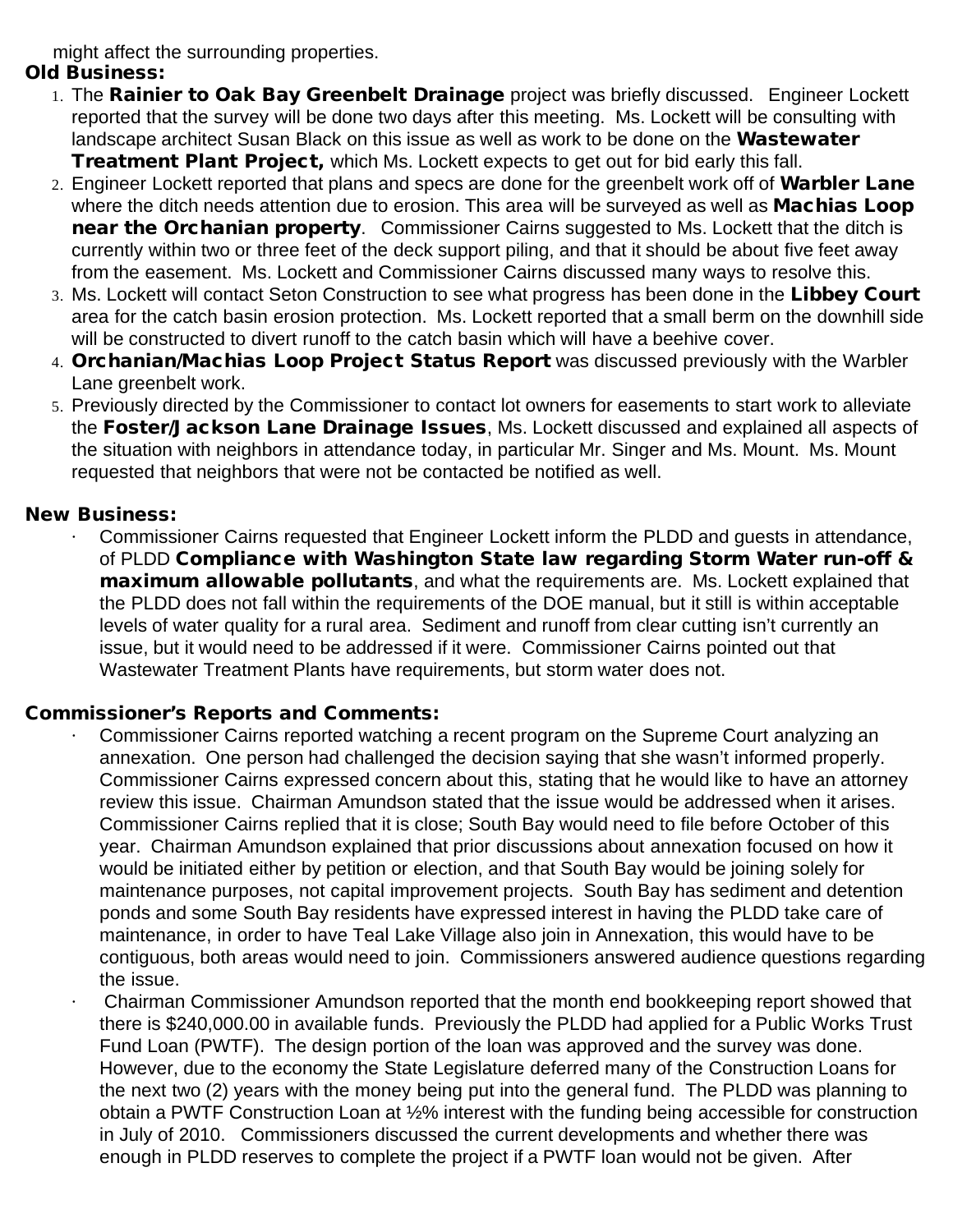might affect the surrounding properties.

**Old Business:**

1. The **Rainier to Oak Bay Greenbelt Drainage** project was briefly discussed. Engineer Lockett reported that the survey will be done two days after this meeting. Ms. Lockett will be consulting with landscape architect Susan Black on this issue as well as work to be done on the **Wastewater Treatment Plant Project,** which Ms. Lockett expects to get out for bid early this fall.
2. Engineer Lockett reported that plans and specs are done for the greenbelt work off of **Warbler Lane** where the ditch needs attention due to erosion. This area will be surveyed as well as **Machias Loop near the Orchanian property**. Commissioner Cairns suggested to Ms. Lockett that the ditch is currently within two or three feet of the deck support piling, and that it should be about five feet away from the easement. Ms. Lockett and Commissioner Cairns discussed many ways to resolve this.
3. Ms. Lockett will contact Seton Construction to see what progress has been done in the **Libbey Court** area for the catch basin erosion protection. Ms. Lockett reported that a small berm on the downhill side will be constructed to divert runoff to the catch basin which will have a beehive cover.
4. **Orchanian/Machias Loop Project Status Report** was discussed previously with the Warbler Lane greenbelt work.
5. Previously directed by the Commissioner to contact lot owners for easements to start work to alleviate the **Foster/Jackson Lane Drainage Issues**, Ms. Lockett discussed and explained all aspects of the situation with neighbors in attendance today, in particular Mr. Singer and Ms. Mount. Ms. Mount requested that neighbors that were not be contacted be notified as well.

**New Business:**

- Commissioner Cairns requested that Engineer Lockett inform the PLDD and guests in attendance, of PLDD **Compliance with Washington State law regarding Storm Water run-off & maximum allowable pollutants**, and what the requirements are. Ms. Lockett explained that the PLDD does not fall within the requirements of the DOE manual, but it still is within acceptable levels of water quality for a rural area. Sediment and runoff from clear cutting isn't currently an issue, but it would need to be addressed if it were. Commissioner Cairns pointed out that Wastewater Treatment Plants have requirements, but storm water does not.

**Commissioner's Reports and Comments:**

- Commissioner Cairns reported watching a recent program on the Supreme Court analyzing an annexation. One person had challenged the decision saying that she wasn't informed properly. Commissioner Cairns expressed concern about this, stating that he would like to have an attorney review this issue. Chairman Amundson stated that the issue would be addressed when it arises. Commissioner Cairns replied that it is close; South Bay would need to file before October of this year. Chairman Amundson explained that prior discussions about annexation focused on how it would be initiated either by petition or election, and that South Bay would be joining solely for maintenance purposes, not capital improvement projects. South Bay has sediment and detention ponds and some South Bay residents have expressed interest in having the PLDD take care of maintenance, in order to have Teal Lake Village also join in Annexation, this would have to be contiguous, both areas would need to join. Commissioners answered audience questions regarding the issue.
- Chairman Commissioner Amundson reported that the month end bookkeeping report showed that there is $240,000.00 in available funds. Previously the PLDD had applied for a Public Works Trust Fund Loan (PWTF). The design portion of the loan was approved and the survey was done. However, due to the economy the State Legislature deferred many of the Construction Loans for the next two (2) years with the money being put into the general fund. The PLDD was planning to obtain a PWTF Construction Loan at ½% interest with the funding being accessible for construction in July of 2010. Commissioners discussed the current developments and whether there was enough in PLDD reserves to complete the project if a PWTF loan would not be given. After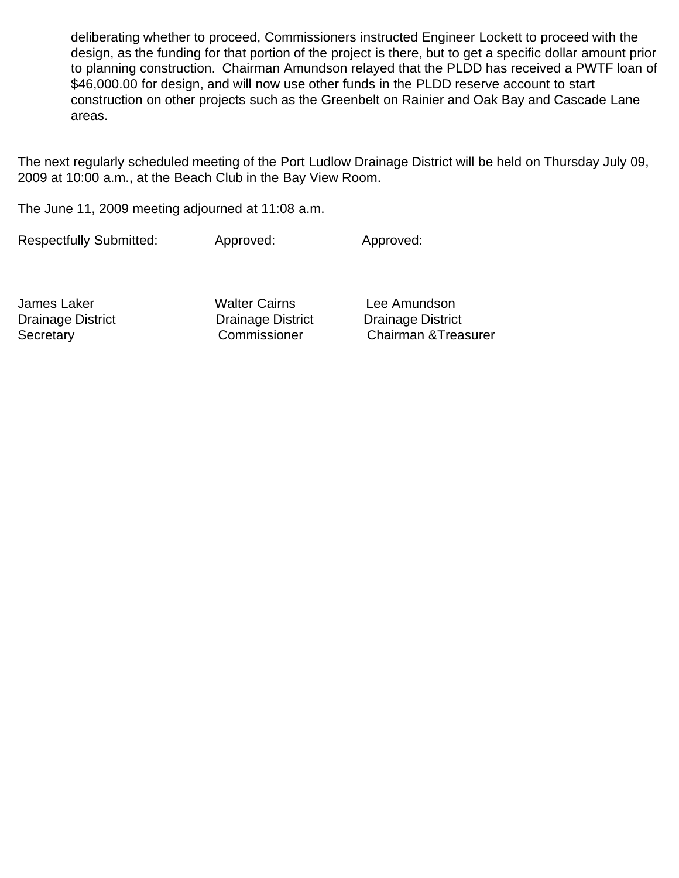deliberating whether to proceed, Commissioners instructed Engineer Lockett to proceed with the design, as the funding for that portion of the project is there, but to get a specific dollar amount prior to planning construction. Chairman Amundson relayed that the PLDD has received a PWTF loan of $46,000.00 for design, and will now use other funds in the PLDD reserve account to start construction on other projects such as the Greenbelt on Rainier and Oak Bay and Cascade Lane areas.

The next regularly scheduled meeting of the Port Ludlow Drainage District will be held on Thursday July 09, 2009 at 10:00 a.m., at the Beach Club in the Bay View Room.

The June 11, 2009 meeting adjourned at 11:08 a.m.

| | | |
|---|---|---|
| Respectfully Submitted: | Approved: | Approved: |
| James Laker<br>Drainage District<br>Secretary | Walter Cairns<br>Drainage District<br>Commissioner | Lee Amundson<br>Drainage District<br>Chairman &Treasurer |